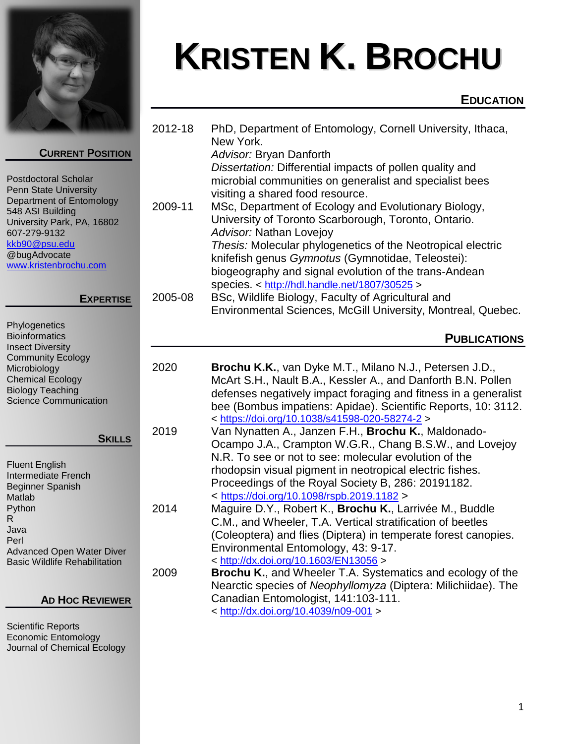# KRISTEN K. BROCHU

## CURRENT POSITION

Postdoctoral Scholar
Penn State University
Department of Entomology
548 ASI Building
University Park, PA, 16802
607-279-9132
kkb90@psu.edu
@bugAdvocate
www.kristenbrochu.com

## EXPERTISE

Phylogenetics
Bioinformatics
Insect Diversity
Community Ecology
Microbiology
Chemical Ecology
Biology Teaching
Science Communication

## SKILLS

Fluent English
Intermediate French
Beginner Spanish
Matlab
Python
R
Java
Perl
Advanced Open Water Diver
Basic Wildlife Rehabilitation

## AD HOC REVIEWER

Scientific Reports
Economic Entomology
Journal of Chemical Ecology

## EDUCATION

**2012-18** PhD, Department of Entomology, Cornell University, Ithaca, New York.
*Advisor:* Bryan Danforth
*Dissertation:* Differential impacts of pollen quality and microbial communities on generalist and specialist bees visiting a shared food resource.

**2009-11** MSc, Department of Ecology and Evolutionary Biology, University of Toronto Scarborough, Toronto, Ontario.
*Advisor:* Nathan Lovejoy
*Thesis:* Molecular phylogenetics of the Neotropical electric knifefish genus *Gymnotus* (Gymnotidae, Teleostei): biogeography and signal evolution of the trans-Andean species. < http://hdl.handle.net/1807/30525 >

**2005-08** BSc, Wildlife Biology, Faculty of Agricultural and Environmental Sciences, McGill University, Montreal, Quebec.

## PUBLICATIONS

**2020** **Brochu K.K.**, van Dyke M.T., Milano N.J., Petersen J.D., McArt S.H., Nault B.A., Kessler A., and Danforth B.N. Pollen defenses negatively impact foraging and fitness in a generalist bee (Bombus impatiens: Apidae). Scientific Reports, 10: 3112. < https://doi.org/10.1038/s41598-020-58274-2 >

**2019** Van Nynatten A., Janzen F.H., **Brochu K.**, Maldonado-Ocampo J.A., Crampton W.G.R., Chang B.S.W., and Lovejoy N.R. To see or not to see: molecular evolution of the rhodopsin visual pigment in neotropical electric fishes. Proceedings of the Royal Society B, 286: 20191182. < https://doi.org/10.1098/rspb.2019.1182 >

**2014** Maguire D.Y., Robert K., **Brochu K.**, Larrivée M., Buddle C.M., and Wheeler, T.A. Vertical stratification of beetles (Coleoptera) and flies (Diptera) in temperate forest canopies. Environmental Entomology, 43: 9-17. < http://dx.doi.org/10.1603/EN13056 >

**2009** **Brochu K.**, and Wheeler T.A. Systematics and ecology of the Nearctic species of *Neophyllomyza* (Diptera: Milichiidae). The Canadian Entomologist, 141:103-111. < http://dx.doi.org/10.4039/n09-001 >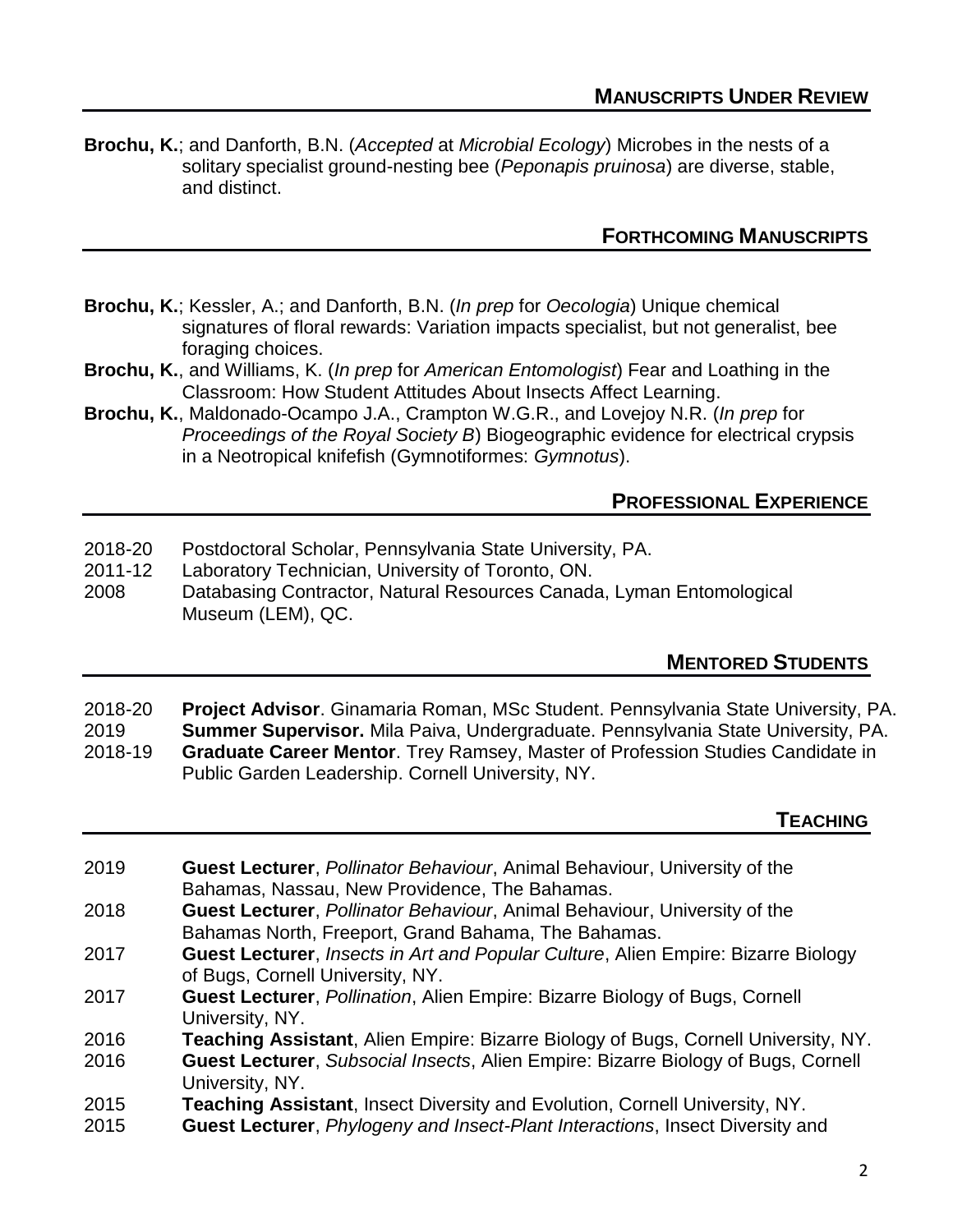## Manuscripts Under Review

**Brochu, K.**; and Danforth, B.N. (*Accepted* at *Microbial Ecology*) Microbes in the nests of a solitary specialist ground-nesting bee (*Peponapis pruinosa*) are diverse, stable, and distinct.

## Forthcoming Manuscripts

**Brochu, K.**; Kessler, A.; and Danforth, B.N. (*In prep* for *Oecologia*) Unique chemical signatures of floral rewards: Variation impacts specialist, but not generalist, bee foraging choices.

**Brochu, K.**, and Williams, K. (*In prep* for *American Entomologist*) Fear and Loathing in the Classroom: How Student Attitudes About Insects Affect Learning.

**Brochu, K.**, Maldonado-Ocampo J.A., Crampton W.G.R., and Lovejoy N.R. (*In prep* for *Proceedings of the Royal Society B*) Biogeographic evidence for electrical crypsis in a Neotropical knifefish (Gymnotiformes: *Gymnotus*).

## Professional Experience

2018-20 Postdoctoral Scholar, Pennsylvania State University, PA.

2011-12 Laboratory Technician, University of Toronto, ON.

2008 Databasing Contractor, Natural Resources Canada, Lyman Entomological Museum (LEM), QC.

## Mentored Students

2018-20 **Project Advisor**. Ginamaria Roman, MSc Student. Pennsylvania State University, PA.

2019 **Summer Supervisor.** Mila Paiva, Undergraduate. Pennsylvania State University, PA.

2018-19 **Graduate Career Mentor**. Trey Ramsey, Master of Profession Studies Candidate in Public Garden Leadership. Cornell University, NY.

## Teaching

2019 **Guest Lecturer**, *Pollinator Behaviour*, Animal Behaviour, University of the Bahamas, Nassau, New Providence, The Bahamas.

2018 **Guest Lecturer**, *Pollinator Behaviour*, Animal Behaviour, University of the Bahamas North, Freeport, Grand Bahama, The Bahamas.

2017 **Guest Lecturer**, *Insects in Art and Popular Culture*, Alien Empire: Bizarre Biology of Bugs, Cornell University, NY.

2017 **Guest Lecturer**, *Pollination*, Alien Empire: Bizarre Biology of Bugs, Cornell University, NY.

2016 **Teaching Assistant**, Alien Empire: Bizarre Biology of Bugs, Cornell University, NY.

2016 **Guest Lecturer**, *Subsocial Insects*, Alien Empire: Bizarre Biology of Bugs, Cornell University, NY.

2015 **Teaching Assistant**, Insect Diversity and Evolution, Cornell University, NY.

2015 **Guest Lecturer**, *Phylogeny and Insect-Plant Interactions*, Insect Diversity and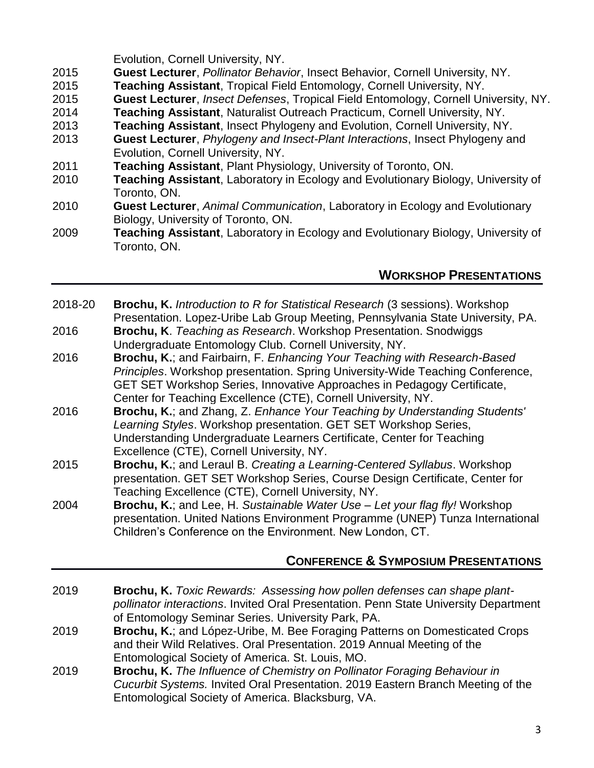Evolution, Cornell University, NY.

2015 **Guest Lecturer**, *Pollinator Behavior*, Insect Behavior, Cornell University, NY.

2015 **Teaching Assistant**, Tropical Field Entomology, Cornell University, NY.

2015 **Guest Lecturer**, *Insect Defenses*, Tropical Field Entomology, Cornell University, NY.

2014 **Teaching Assistant**, Naturalist Outreach Practicum, Cornell University, NY.

2013 **Teaching Assistant**, Insect Phylogeny and Evolution, Cornell University, NY.

2013 **Guest Lecturer**, *Phylogeny and Insect-Plant Interactions*, Insect Phylogeny and Evolution, Cornell University, NY.

2011 **Teaching Assistant**, Plant Physiology, University of Toronto, ON.

2010 **Teaching Assistant**, Laboratory in Ecology and Evolutionary Biology, University of Toronto, ON.

2010 **Guest Lecturer**, *Animal Communication*, Laboratory in Ecology and Evolutionary Biology, University of Toronto, ON.

2009 **Teaching Assistant**, Laboratory in Ecology and Evolutionary Biology, University of Toronto, ON.

## WORKSHOP PRESENTATIONS

2018-20 **Brochu, K.** *Introduction to R for Statistical Research* (3 sessions). Workshop Presentation. Lopez-Uribe Lab Group Meeting, Pennsylvania State University, PA.

2016 **Brochu, K**. *Teaching as Research*. Workshop Presentation. Snodwiggs Undergraduate Entomology Club. Cornell University, NY.

2016 **Brochu, K.**; and Fairbairn, F. *Enhancing Your Teaching with Research-Based Principles*. Workshop presentation. Spring University-Wide Teaching Conference, GET SET Workshop Series, Innovative Approaches in Pedagogy Certificate, Center for Teaching Excellence (CTE), Cornell University, NY.

2016 **Brochu, K.**; and Zhang, Z. *Enhance Your Teaching by Understanding Students' Learning Styles*. Workshop presentation. GET SET Workshop Series, Understanding Undergraduate Learners Certificate, Center for Teaching Excellence (CTE), Cornell University, NY.

2015 **Brochu, K.**; and Leraul B. *Creating a Learning-Centered Syllabus*. Workshop presentation. GET SET Workshop Series, Course Design Certificate, Center for Teaching Excellence (CTE), Cornell University, NY.

2004 **Brochu, K.**; and Lee, H. *Sustainable Water Use – Let your flag fly!* Workshop presentation. United Nations Environment Programme (UNEP) Tunza International Children's Conference on the Environment. New London, CT.

## CONFERENCE & SYMPOSIUM PRESENTATIONS

2019 **Brochu, K.** *Toxic Rewards: Assessing how pollen defenses can shape plant-pollinator interactions*. Invited Oral Presentation. Penn State University Department of Entomology Seminar Series. University Park, PA.

2019 **Brochu, K.**; and López-Uribe, M. Bee Foraging Patterns on Domesticated Crops and their Wild Relatives. Oral Presentation. 2019 Annual Meeting of the Entomological Society of America. St. Louis, MO.

2019 **Brochu, K.** *The Influence of Chemistry on Pollinator Foraging Behaviour in Cucurbit Systems.* Invited Oral Presentation. 2019 Eastern Branch Meeting of the Entomological Society of America. Blacksburg, VA.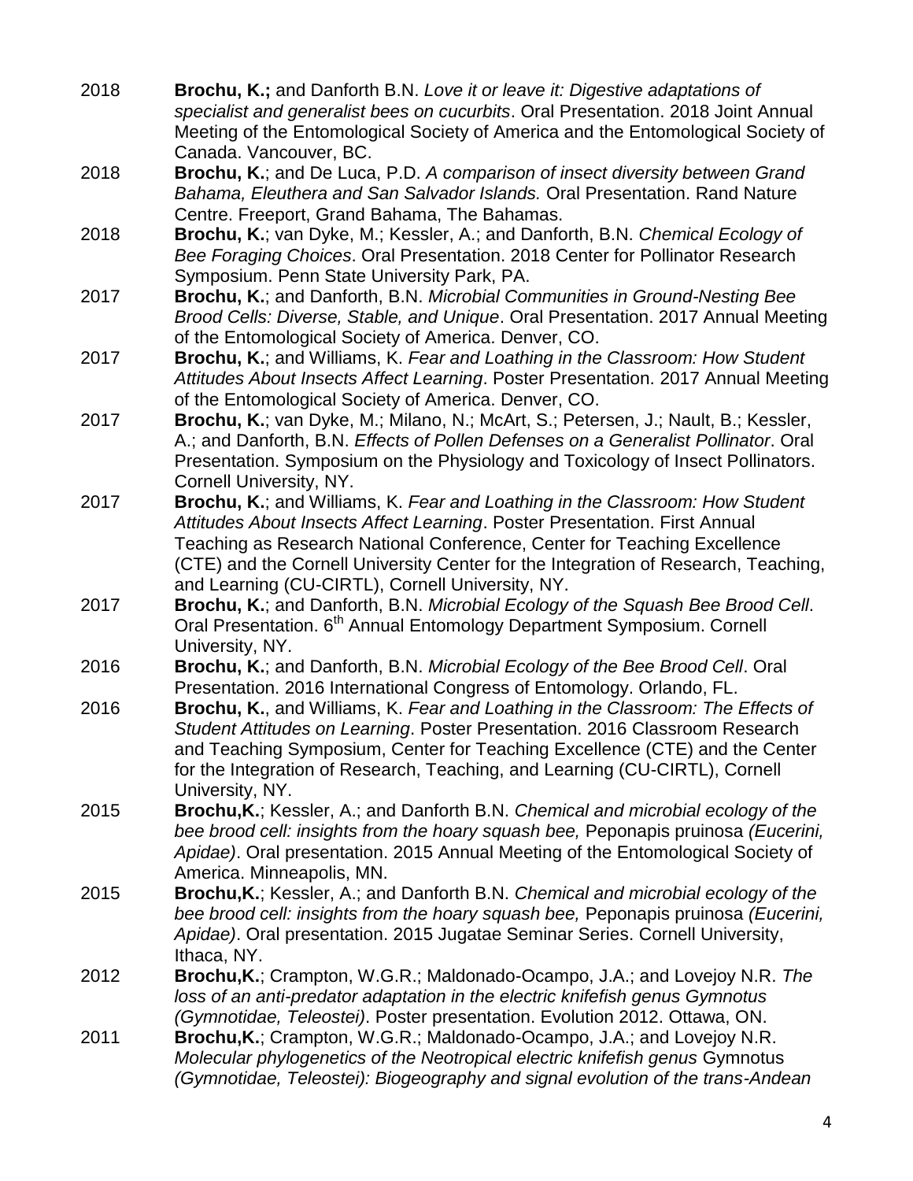2018 **Brochu, K.;** and Danforth B.N. *Love it or leave it: Digestive adaptations of specialist and generalist bees on cucurbits*. Oral Presentation. 2018 Joint Annual Meeting of the Entomological Society of America and the Entomological Society of Canada. Vancouver, BC.

2018 **Brochu, K.**; and De Luca, P.D. *A comparison of insect diversity between Grand Bahama, Eleuthera and San Salvador Islands.* Oral Presentation. Rand Nature Centre. Freeport, Grand Bahama, The Bahamas.

2018 **Brochu, K.**; van Dyke, M.; Kessler, A.; and Danforth, B.N. *Chemical Ecology of Bee Foraging Choices*. Oral Presentation. 2018 Center for Pollinator Research Symposium. Penn State University Park, PA.

2017 **Brochu, K.**; and Danforth, B.N. *Microbial Communities in Ground-Nesting Bee Brood Cells: Diverse, Stable, and Unique*. Oral Presentation. 2017 Annual Meeting of the Entomological Society of America. Denver, CO.

2017 **Brochu, K.**; and Williams, K. *Fear and Loathing in the Classroom: How Student Attitudes About Insects Affect Learning*. Poster Presentation. 2017 Annual Meeting of the Entomological Society of America. Denver, CO.

2017 **Brochu, K.**; van Dyke, M.; Milano, N.; McArt, S.; Petersen, J.; Nault, B.; Kessler, A.; and Danforth, B.N. *Effects of Pollen Defenses on a Generalist Pollinator*. Oral Presentation. Symposium on the Physiology and Toxicology of Insect Pollinators. Cornell University, NY.

2017 **Brochu, K.**; and Williams, K. *Fear and Loathing in the Classroom: How Student Attitudes About Insects Affect Learning*. Poster Presentation. First Annual Teaching as Research National Conference, Center for Teaching Excellence (CTE) and the Cornell University Center for the Integration of Research, Teaching, and Learning (CU-CIRTL), Cornell University, NY.

2017 **Brochu, K.**; and Danforth, B.N. *Microbial Ecology of the Squash Bee Brood Cell*. Oral Presentation. 6th Annual Entomology Department Symposium. Cornell University, NY.

2016 **Brochu, K.**; and Danforth, B.N. *Microbial Ecology of the Bee Brood Cell*. Oral Presentation. 2016 International Congress of Entomology. Orlando, FL.

2016 **Brochu, K.**, and Williams, K. *Fear and Loathing in the Classroom: The Effects of Student Attitudes on Learning*. Poster Presentation. 2016 Classroom Research and Teaching Symposium, Center for Teaching Excellence (CTE) and the Center for the Integration of Research, Teaching, and Learning (CU-CIRTL), Cornell University, NY.

2015 **Brochu,K.**; Kessler, A.; and Danforth B.N. *Chemical and microbial ecology of the bee brood cell: insights from the hoary squash bee,* Peponapis pruinosa *(Eucerini, Apidae)*. Oral presentation. 2015 Annual Meeting of the Entomological Society of America. Minneapolis, MN.

2015 **Brochu,K.**; Kessler, A.; and Danforth B.N. *Chemical and microbial ecology of the bee brood cell: insights from the hoary squash bee,* Peponapis pruinosa *(Eucerini, Apidae)*. Oral presentation. 2015 Jugatae Seminar Series. Cornell University, Ithaca, NY.

2012 **Brochu,K.**; Crampton, W.G.R.; Maldonado-Ocampo, J.A.; and Lovejoy N.R. *The loss of an anti-predator adaptation in the electric knifefish genus Gymnotus (Gymnotidae, Teleostei)*. Poster presentation. Evolution 2012. Ottawa, ON.

2011 **Brochu,K.**; Crampton, W.G.R.; Maldonado-Ocampo, J.A.; and Lovejoy N.R. *Molecular phylogenetics of the Neotropical electric knifefish genus* Gymnotus *(Gymnotidae, Teleostei): Biogeography and signal evolution of the trans-Andean*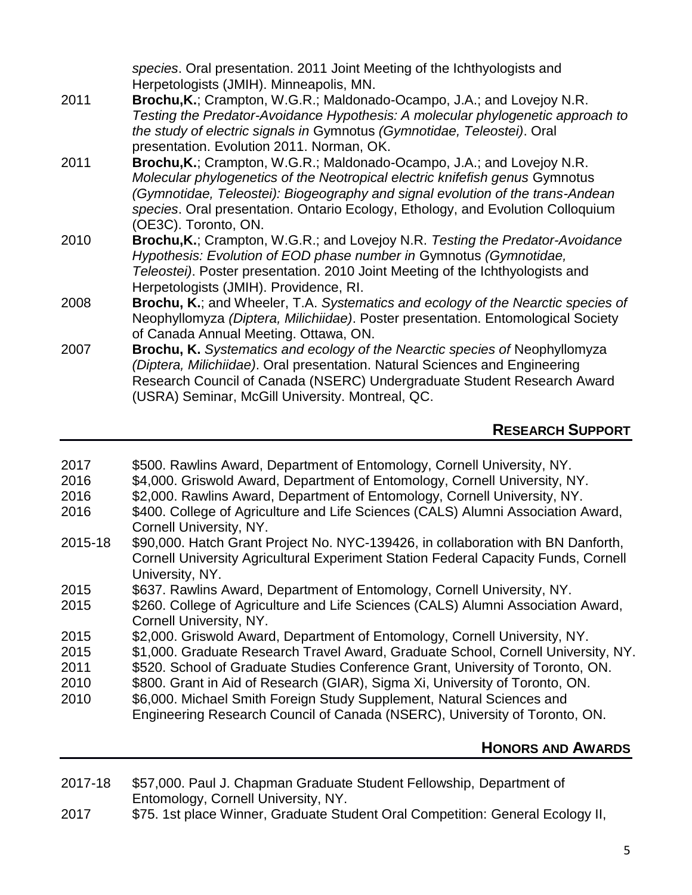*species*. Oral presentation. 2011 Joint Meeting of the Ichthyologists and Herpetologists (JMIH). Minneapolis, MN.

2011 **Brochu,K.**; Crampton, W.G.R.; Maldonado-Ocampo, J.A.; and Lovejoy N.R. *Testing the Predator-Avoidance Hypothesis: A molecular phylogenetic approach to the study of electric signals in* Gymnotus *(Gymnotidae, Teleostei)*. Oral presentation. Evolution 2011. Norman, OK.

2011 **Brochu,K.**; Crampton, W.G.R.; Maldonado-Ocampo, J.A.; and Lovejoy N.R. *Molecular phylogenetics of the Neotropical electric knifefish genus* Gymnotus *(Gymnotidae, Teleostei): Biogeography and signal evolution of the trans-Andean species*. Oral presentation. Ontario Ecology, Ethology, and Evolution Colloquium (OE3C). Toronto, ON.

2010 **Brochu,K.**; Crampton, W.G.R.; and Lovejoy N.R. *Testing the Predator-Avoidance Hypothesis: Evolution of EOD phase number in* Gymnotus *(Gymnotidae, Teleostei)*. Poster presentation. 2010 Joint Meeting of the Ichthyologists and Herpetologists (JMIH). Providence, RI.

2008 **Brochu, K.**; and Wheeler, T.A. *Systematics and ecology of the Nearctic species of* Neophyllomyza *(Diptera, Milichiidae)*. Poster presentation. Entomological Society of Canada Annual Meeting. Ottawa, ON.

2007 **Brochu, K.** *Systematics and ecology of the Nearctic species of* Neophyllomyza *(Diptera, Milichiidae)*. Oral presentation. Natural Sciences and Engineering Research Council of Canada (NSERC) Undergraduate Student Research Award (USRA) Seminar, McGill University. Montreal, QC.

## RESEARCH SUPPORT

2017 $500. Rawlins Award, Department of Entomology, Cornell University, NY.

2016 $4,000. Griswold Award, Department of Entomology, Cornell University, NY.

2016 $2,000. Rawlins Award, Department of Entomology, Cornell University, NY.

2016 $400. College of Agriculture and Life Sciences (CALS) Alumni Association Award, Cornell University, NY.

2015-18 $90,000. Hatch Grant Project No. NYC-139426, in collaboration with BN Danforth, Cornell University Agricultural Experiment Station Federal Capacity Funds, Cornell University, NY.

2015 $637. Rawlins Award, Department of Entomology, Cornell University, NY.

2015 $260. College of Agriculture and Life Sciences (CALS) Alumni Association Award, Cornell University, NY.

2015 $2,000. Griswold Award, Department of Entomology, Cornell University, NY.

2015 $1,000. Graduate Research Travel Award, Graduate School, Cornell University, NY.

2011 $520. School of Graduate Studies Conference Grant, University of Toronto, ON.

2010 $800. Grant in Aid of Research (GIAR), Sigma Xi, University of Toronto, ON.

2010 $6,000. Michael Smith Foreign Study Supplement, Natural Sciences and Engineering Research Council of Canada (NSERC), University of Toronto, ON.

## HONORS AND AWARDS

2017-18 $57,000. Paul J. Chapman Graduate Student Fellowship, Department of Entomology, Cornell University, NY.

2017 $75. 1st place Winner, Graduate Student Oral Competition: General Ecology II,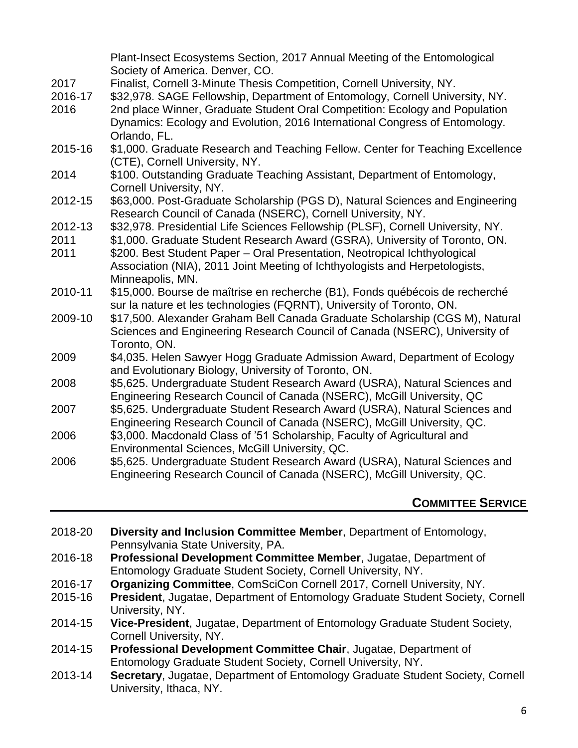Plant-Insect Ecosystems Section, 2017 Annual Meeting of the Entomological Society of America. Denver, CO.

2017 Finalist, Cornell 3-Minute Thesis Competition, Cornell University, NY.

2016-17 $32,978. SAGE Fellowship, Department of Entomology, Cornell University, NY.

2016 2nd place Winner, Graduate Student Oral Competition: Ecology and Population Dynamics: Ecology and Evolution, 2016 International Congress of Entomology. Orlando, FL.

2015-16 $1,000. Graduate Research and Teaching Fellow. Center for Teaching Excellence (CTE), Cornell University, NY.

2014 $100. Outstanding Graduate Teaching Assistant, Department of Entomology, Cornell University, NY.

2012-15 $63,000. Post-Graduate Scholarship (PGS D), Natural Sciences and Engineering Research Council of Canada (NSERC), Cornell University, NY.

2012-13 $32,978. Presidential Life Sciences Fellowship (PLSF), Cornell University, NY.

2011 $1,000. Graduate Student Research Award (GSRA), University of Toronto, ON.

2011 $200. Best Student Paper – Oral Presentation, Neotropical Ichthyological Association (NIA), 2011 Joint Meeting of Ichthyologists and Herpetologists, Minneapolis, MN.

2010-11 $15,000. Bourse de maîtrise en recherche (B1), Fonds québécois de recherché sur la nature et les technologies (FQRNT), University of Toronto, ON.

2009-10 $17,500. Alexander Graham Bell Canada Graduate Scholarship (CGS M), Natural Sciences and Engineering Research Council of Canada (NSERC), University of Toronto, ON.

2009 $4,035. Helen Sawyer Hogg Graduate Admission Award, Department of Ecology and Evolutionary Biology, University of Toronto, ON.

2008 $5,625. Undergraduate Student Research Award (USRA), Natural Sciences and Engineering Research Council of Canada (NSERC), McGill University, QC

2007 $5,625. Undergraduate Student Research Award (USRA), Natural Sciences and Engineering Research Council of Canada (NSERC), McGill University, QC.

2006 $3,000. Macdonald Class of ’51 Scholarship, Faculty of Agricultural and Environmental Sciences, McGill University, QC.

2006 $5,625. Undergraduate Student Research Award (USRA), Natural Sciences and Engineering Research Council of Canada (NSERC), McGill University, QC.

## COMMITTEE SERVICE

2018-20 **Diversity and Inclusion Committee Member**, Department of Entomology, Pennsylvania State University, PA.

2016-18 **Professional Development Committee Member**, Jugatae, Department of Entomology Graduate Student Society, Cornell University, NY.

2016-17 **Organizing Committee**, ComSciCon Cornell 2017, Cornell University, NY.

2015-16 **President**, Jugatae, Department of Entomology Graduate Student Society, Cornell University, NY.

2014-15 **Vice-President**, Jugatae, Department of Entomology Graduate Student Society, Cornell University, NY.

2014-15 **Professional Development Committee Chair**, Jugatae, Department of Entomology Graduate Student Society, Cornell University, NY.

2013-14 **Secretary**, Jugatae, Department of Entomology Graduate Student Society, Cornell University, Ithaca, NY.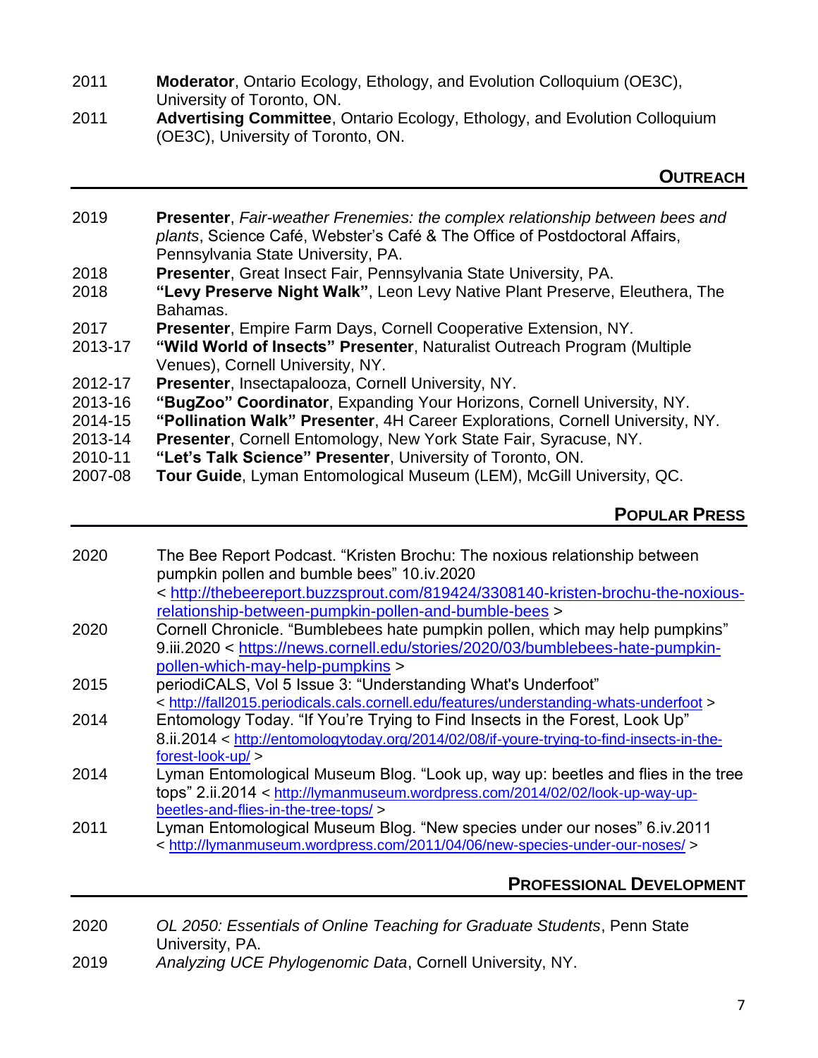2011 **Moderator**, Ontario Ecology, Ethology, and Evolution Colloquium (OE3C), University of Toronto, ON.

2011 **Advertising Committee**, Ontario Ecology, Ethology, and Evolution Colloquium (OE3C), University of Toronto, ON.

## OUTREACH

2019 **Presenter**, *Fair-weather Frenemies: the complex relationship between bees and plants*, Science Café, Webster's Café & The Office of Postdoctoral Affairs, Pennsylvania State University, PA.

2018 **Presenter**, Great Insect Fair, Pennsylvania State University, PA.

2018 **"Levy Preserve Night Walk"**, Leon Levy Native Plant Preserve, Eleuthera, The Bahamas.

2017 **Presenter**, Empire Farm Days, Cornell Cooperative Extension, NY.

2013-17 **"Wild World of Insects" Presenter**, Naturalist Outreach Program (Multiple Venues), Cornell University, NY.

2012-17 **Presenter**, Insectapalooza, Cornell University, NY.

2013-16 **"BugZoo" Coordinator**, Expanding Your Horizons, Cornell University, NY.

2014-15 **"Pollination Walk" Presenter**, 4H Career Explorations, Cornell University, NY.

2013-14 **Presenter**, Cornell Entomology, New York State Fair, Syracuse, NY.

2010-11 **"Let's Talk Science" Presenter**, University of Toronto, ON.

2007-08 **Tour Guide**, Lyman Entomological Museum (LEM), McGill University, QC.

## POPULAR PRESS

2020 The Bee Report Podcast. "Kristen Brochu: The noxious relationship between pumpkin pollen and bumble bees" 10.iv.2020 < http://thebeereport.buzzsprout.com/819424/3308140-kristen-brochu-the-noxious-relationship-between-pumpkin-pollen-and-bumble-bees >

2020 Cornell Chronicle. "Bumblebees hate pumpkin pollen, which may help pumpkins" 9.iii.2020 < https://news.cornell.edu/stories/2020/03/bumblebees-hate-pumpkin-pollen-which-may-help-pumpkins >

2015 periodiCALS, Vol 5 Issue 3: "Understanding What's Underfoot" < http://fall2015.periodicals.cals.cornell.edu/features/understanding-whats-underfoot >

2014 Entomology Today. "If You're Trying to Find Insects in the Forest, Look Up" 8.ii.2014 < http://entomologytoday.org/2014/02/08/if-youre-trying-to-find-insects-in-the-forest-look-up/ >

2014 Lyman Entomological Museum Blog. "Look up, way up: beetles and flies in the tree tops" 2.ii.2014 < http://lymanmuseum.wordpress.com/2014/02/02/look-up-way-up-beetles-and-flies-in-the-tree-tops/ >

2011 Lyman Entomological Museum Blog. "New species under our noses" 6.iv.2011 < http://lymanmuseum.wordpress.com/2011/04/06/new-species-under-our-noses/ >

## PROFESSIONAL DEVELOPMENT

2020 *OL 2050: Essentials of Online Teaching for Graduate Students*, Penn State University, PA.

2019 *Analyzing UCE Phylogenomic Data*, Cornell University, NY.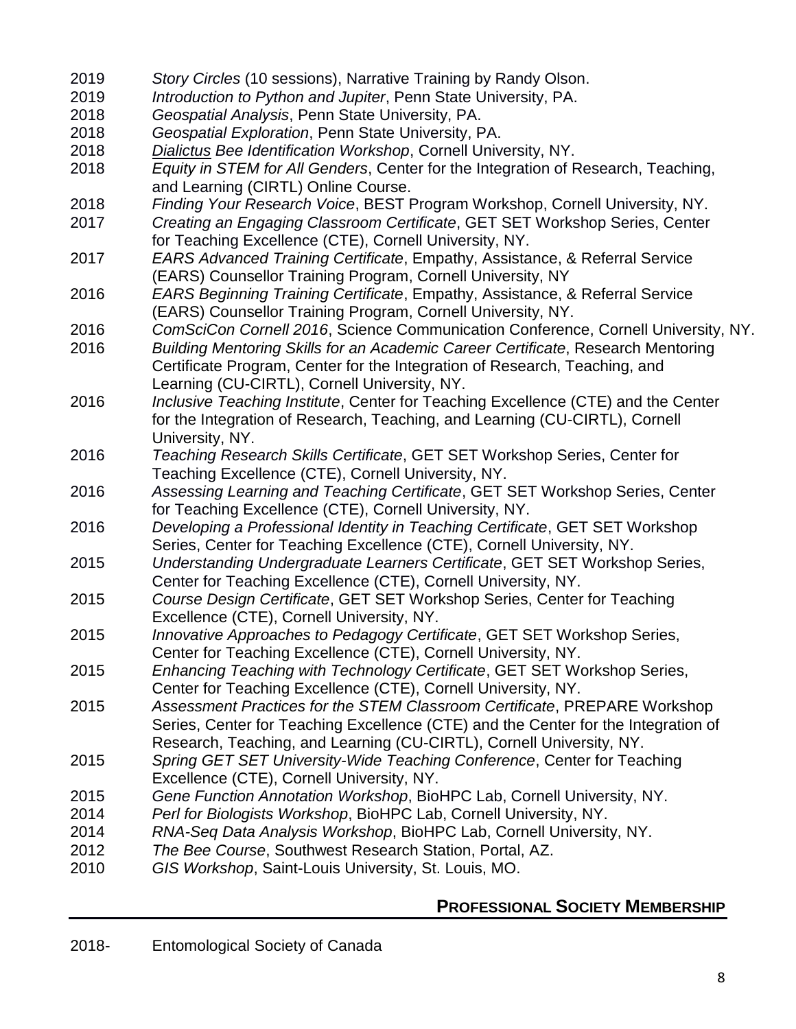2019 *Story Circles* (10 sessions), Narrative Training by Randy Olson.
2019 *Introduction to Python and Jupiter*, Penn State University, PA.
2018 *Geospatial Analysis*, Penn State University, PA.
2018 *Geospatial Exploration*, Penn State University, PA.
2018 *Dialictus Bee Identification Workshop*, Cornell University, NY.
2018 *Equity in STEM for All Genders*, Center for the Integration of Research, Teaching, and Learning (CIRTL) Online Course.
2018 *Finding Your Research Voice*, BEST Program Workshop, Cornell University, NY.
2017 *Creating an Engaging Classroom Certificate*, GET SET Workshop Series, Center for Teaching Excellence (CTE), Cornell University, NY.
2017 *EARS Advanced Training Certificate*, Empathy, Assistance, & Referral Service (EARS) Counsellor Training Program, Cornell University, NY
2016 *EARS Beginning Training Certificate*, Empathy, Assistance, & Referral Service (EARS) Counsellor Training Program, Cornell University, NY.
2016 *ComSciCon Cornell 2016*, Science Communication Conference, Cornell University, NY.
2016 *Building Mentoring Skills for an Academic Career Certificate*, Research Mentoring Certificate Program, Center for the Integration of Research, Teaching, and Learning (CU-CIRTL), Cornell University, NY.
2016 *Inclusive Teaching Institute*, Center for Teaching Excellence (CTE) and the Center for the Integration of Research, Teaching, and Learning (CU-CIRTL), Cornell University, NY.
2016 *Teaching Research Skills Certificate*, GET SET Workshop Series, Center for Teaching Excellence (CTE), Cornell University, NY.
2016 *Assessing Learning and Teaching Certificate*, GET SET Workshop Series, Center for Teaching Excellence (CTE), Cornell University, NY.
2016 *Developing a Professional Identity in Teaching Certificate*, GET SET Workshop Series, Center for Teaching Excellence (CTE), Cornell University, NY.
2015 *Understanding Undergraduate Learners Certificate*, GET SET Workshop Series, Center for Teaching Excellence (CTE), Cornell University, NY.
2015 *Course Design Certificate*, GET SET Workshop Series, Center for Teaching Excellence (CTE), Cornell University, NY.
2015 *Innovative Approaches to Pedagogy Certificate*, GET SET Workshop Series, Center for Teaching Excellence (CTE), Cornell University, NY.
2015 *Enhancing Teaching with Technology Certificate*, GET SET Workshop Series, Center for Teaching Excellence (CTE), Cornell University, NY.
2015 *Assessment Practices for the STEM Classroom Certificate*, PREPARE Workshop Series, Center for Teaching Excellence (CTE) and the Center for the Integration of Research, Teaching, and Learning (CU-CIRTL), Cornell University, NY.
2015 *Spring GET SET University-Wide Teaching Conference*, Center for Teaching Excellence (CTE), Cornell University, NY.
2015 *Gene Function Annotation Workshop*, BioHPC Lab, Cornell University, NY.
2014 *Perl for Biologists Workshop*, BioHPC Lab, Cornell University, NY.
2014 *RNA-Seq Data Analysis Workshop*, BioHPC Lab, Cornell University, NY.
2012 *The Bee Course*, Southwest Research Station, Portal, AZ.
2010 *GIS Workshop*, Saint-Louis University, St. Louis, MO.

## Professional Society Membership

2018- Entomological Society of Canada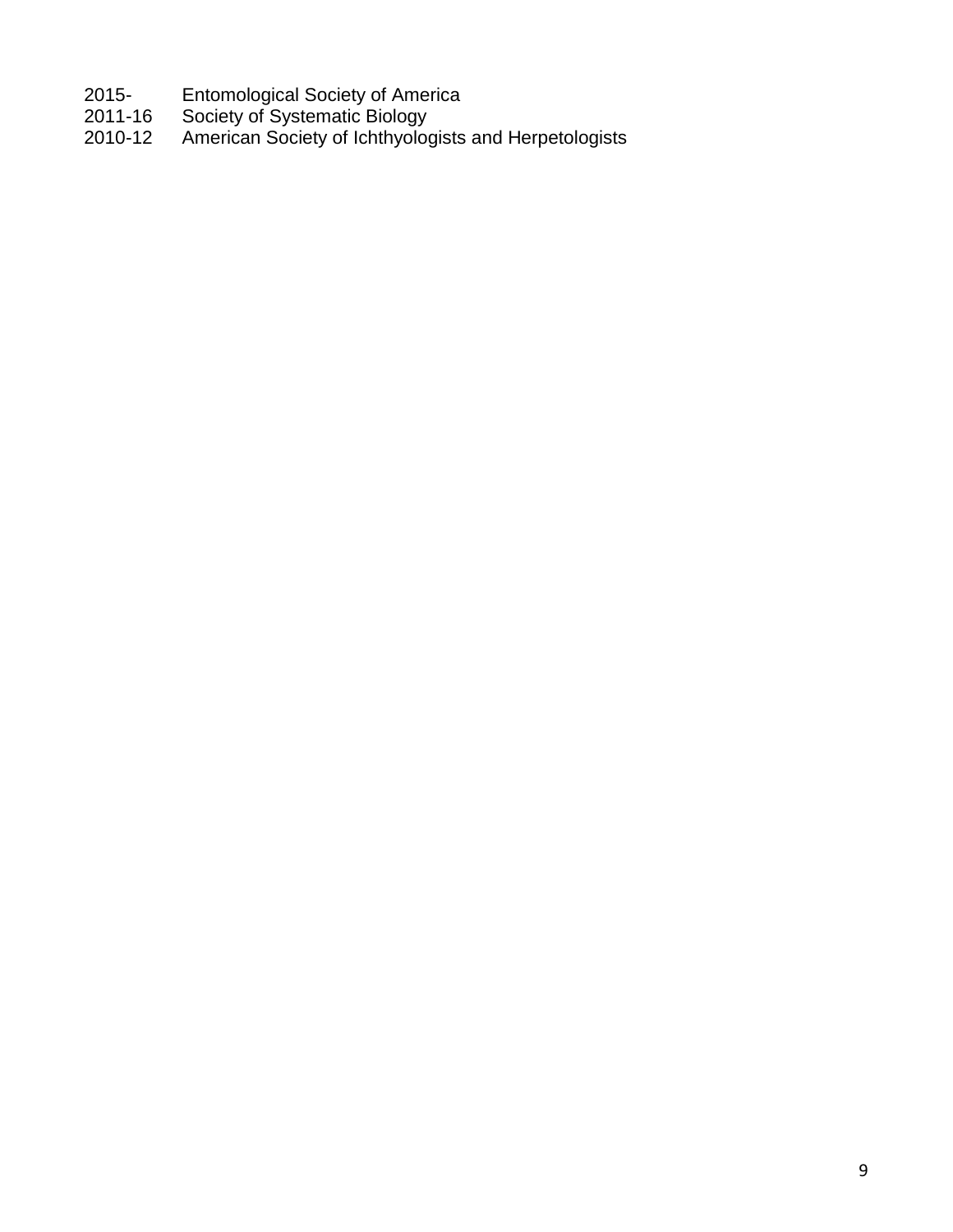2015- Entomological Society of America
2011-16 Society of Systematic Biology
2010-12 American Society of Ichthyologists and Herpetologists